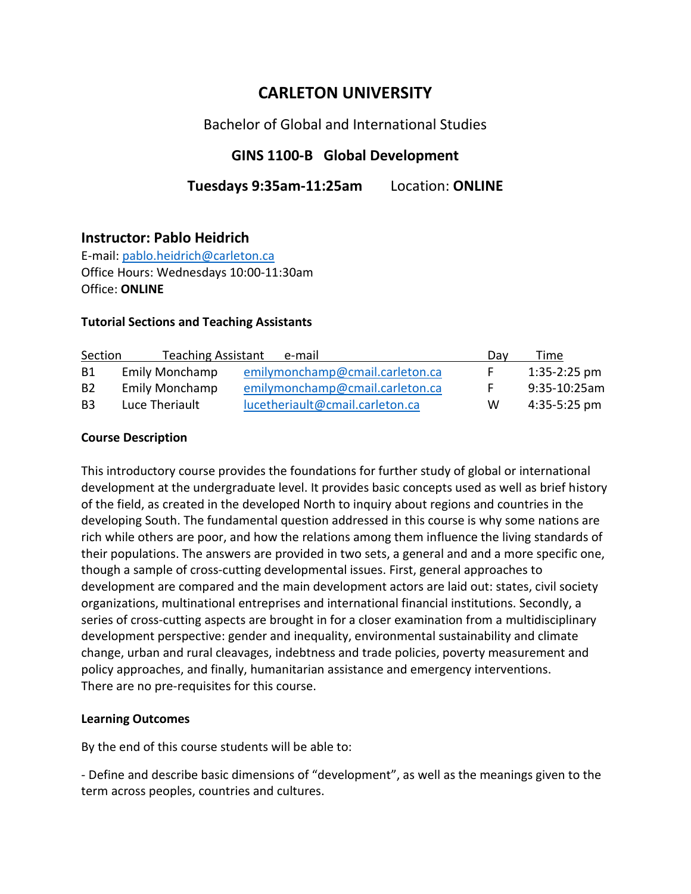# CARLETON UNIVERSITY

Bachelor of Global and International Studies

## GINS 1100-B Global Development

**Tuesdays 9:35am-11:25am** Location: **ONLINE**

### Instructor: Pablo Heidrich

E-mail: pablo.heidrich@carleton.ca
Office Hours: Wednesdays 10:00-11:30am
Office: **ONLINE**

**Tutorial Sections and Teaching Assistants**

| Section | Teaching Assistant | e-mail | Day | Time |
|---|---|---|---|---|
| B1 | Emily Monchamp | emilymonchamp@cmail.carleton.ca | F | 1:35-2:25 pm |
| B2 | Emily Monchamp | emilymonchamp@cmail.carleton.ca | F | 9:35-10:25am |
| B3 | Luce Theriault | lucetheriault@cmail.carleton.ca | W | 4:35-5:25 pm |

**Course Description**

This introductory course provides the foundations for further study of global or international development at the undergraduate level. It provides basic concepts used as well as brief history of the field, as created in the developed North to inquiry about regions and countries in the developing South. The fundamental question addressed in this course is why some nations are rich while others are poor, and how the relations among them influence the living standards of their populations. The answers are provided in two sets, a general and and a more specific one, though a sample of cross-cutting developmental issues. First, general approaches to development are compared and the main development actors are laid out: states, civil society organizations, multinational entreprises and international financial institutions. Secondly, a series of cross-cutting aspects are brought in for a closer examination from a multidisciplinary development perspective: gender and inequality, environmental sustainability and climate change, urban and rural cleavages, indebtness and trade policies, poverty measurement and policy approaches, and finally, humanitarian assistance and emergency interventions.
There are no pre-requisites for this course.

**Learning Outcomes**

By the end of this course students will be able to:

- Define and describe basic dimensions of "development", as well as the meanings given to the term across peoples, countries and cultures.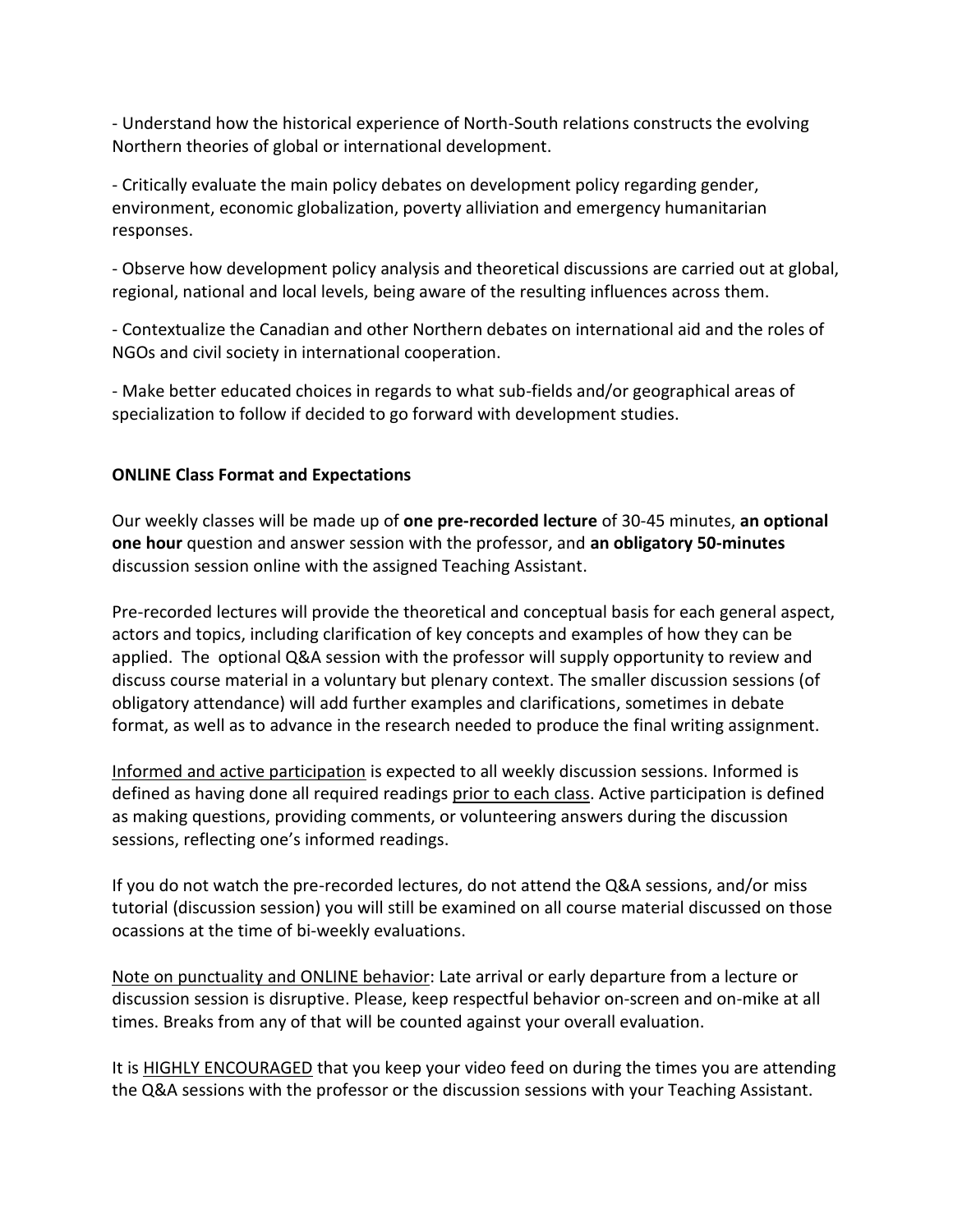- Understand how the historical experience of North-South relations constructs the evolving Northern theories of global or international development.

- Critically evaluate the main policy debates on development policy regarding gender, environment, economic globalization, poverty alliviation and emergency humanitarian responses.

- Observe how development policy analysis and theoretical discussions are carried out at global, regional, national and local levels, being aware of the resulting influences across them.

- Contextualize the Canadian and other Northern debates on international aid and the roles of NGOs and civil society in international cooperation.

- Make better educated choices in regards to what sub-fields and/or geographical areas of specialization to follow if decided to go forward with development studies.

**ONLINE Class Format and Expectations**

Our weekly classes will be made up of **one pre-recorded lecture** of 30-45 minutes, **an optional one hour** question and answer session with the professor, and **an obligatory 50-minutes** discussion session online with the assigned Teaching Assistant.

Pre-recorded lectures will provide the theoretical and conceptual basis for each general aspect, actors and topics, including clarification of key concepts and examples of how they can be applied. The optional Q&A session with the professor will supply opportunity to review and discuss course material in a voluntary but plenary context. The smaller discussion sessions (of obligatory attendance) will add further examples and clarifications, sometimes in debate format, as well as to advance in the research needed to produce the final writing assignment.

Informed and active participation is expected to all weekly discussion sessions. Informed is defined as having done all required readings prior to each class. Active participation is defined as making questions, providing comments, or volunteering answers during the discussion sessions, reflecting one's informed readings.

If you do not watch the pre-recorded lectures, do not attend the Q&A sessions, and/or miss tutorial (discussion session) you will still be examined on all course material discussed on those ocassions at the time of bi-weekly evaluations.

Note on punctuality and ONLINE behavior: Late arrival or early departure from a lecture or discussion session is disruptive. Please, keep respectful behavior on-screen and on-mike at all times. Breaks from any of that will be counted against your overall evaluation.

It is HIGHLY ENCOURAGED that you keep your video feed on during the times you are attending the Q&A sessions with the professor or the discussion sessions with your Teaching Assistant.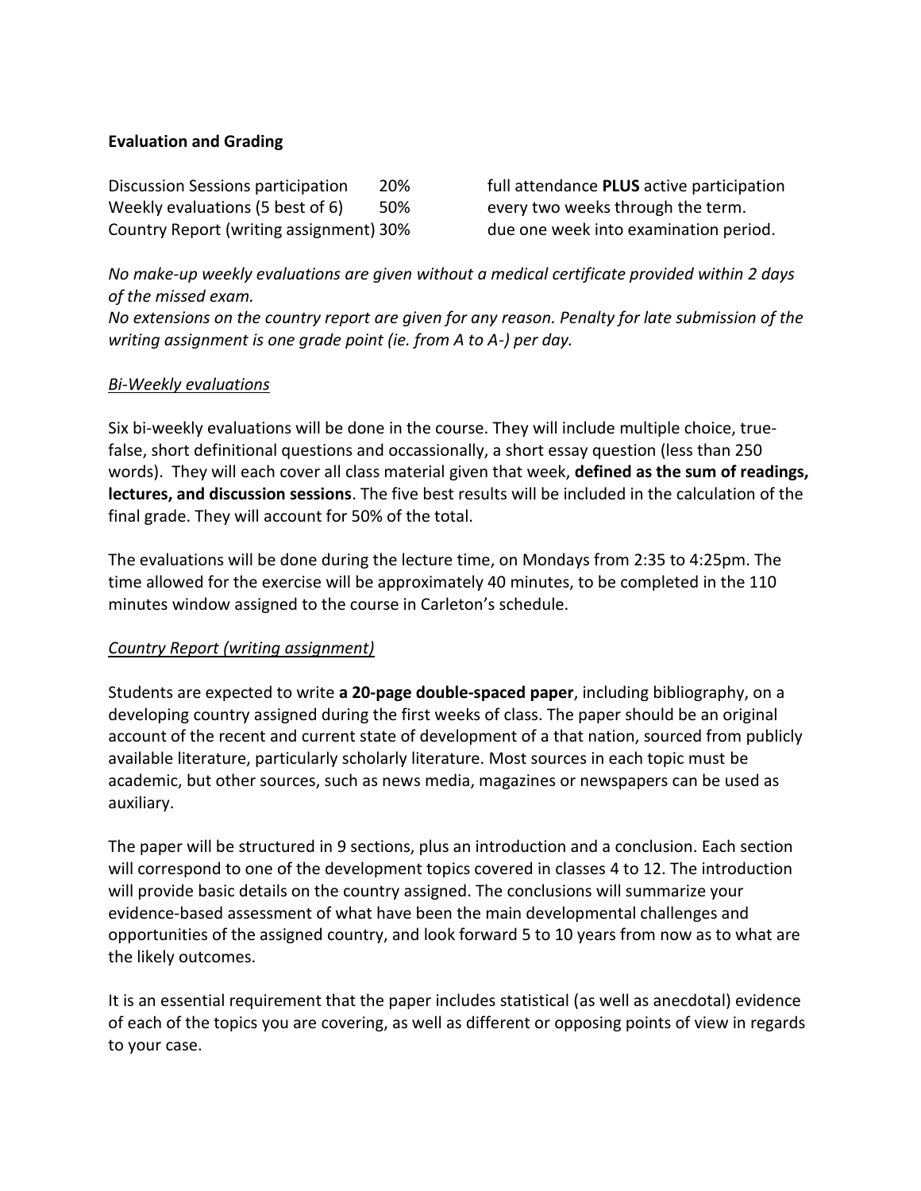**Evaluation and Grading**

| | | |
|---|---|---|
| Discussion Sessions participation | 20% | full attendance **PLUS** active participation |
| Weekly evaluations (5 best of 6) | 50% | every two weeks through the term. |
| Country Report (writing assignment) | 30% | due one week into examination period. |

*No make-up weekly evaluations are given without a medical certificate provided within 2 days of the missed exam.*
*No extensions on the country report are given for any reason. Penalty for late submission of the writing assignment is one grade point (ie. from A to A-) per day.*

*Bi-Weekly evaluations*

Six bi-weekly evaluations will be done in the course. They will include multiple choice, true-false, short definitional questions and occassionally, a short essay question (less than 250 words). They will each cover all class material given that week, **defined as the sum of readings, lectures, and discussion sessions**. The five best results will be included in the calculation of the final grade. They will account for 50% of the total.

The evaluations will be done during the lecture time, on Mondays from 2:35 to 4:25pm. The time allowed for the exercise will be approximately 40 minutes, to be completed in the 110 minutes window assigned to the course in Carleton's schedule.

*Country Report (writing assignment)*

Students are expected to write **a 20-page double-spaced paper**, including bibliography, on a developing country assigned during the first weeks of class. The paper should be an original account of the recent and current state of development of a that nation, sourced from publicly available literature, particularly scholarly literature. Most sources in each topic must be academic, but other sources, such as news media, magazines or newspapers can be used as auxiliary.

The paper will be structured in 9 sections, plus an introduction and a conclusion. Each section will correspond to one of the development topics covered in classes 4 to 12. The introduction will provide basic details on the country assigned. The conclusions will summarize your evidence-based assessment of what have been the main developmental challenges and opportunities of the assigned country, and look forward 5 to 10 years from now as to what are the likely outcomes.

It is an essential requirement that the paper includes statistical (as well as anecdotal) evidence of each of the topics you are covering, as well as different or opposing points of view in regards to your case.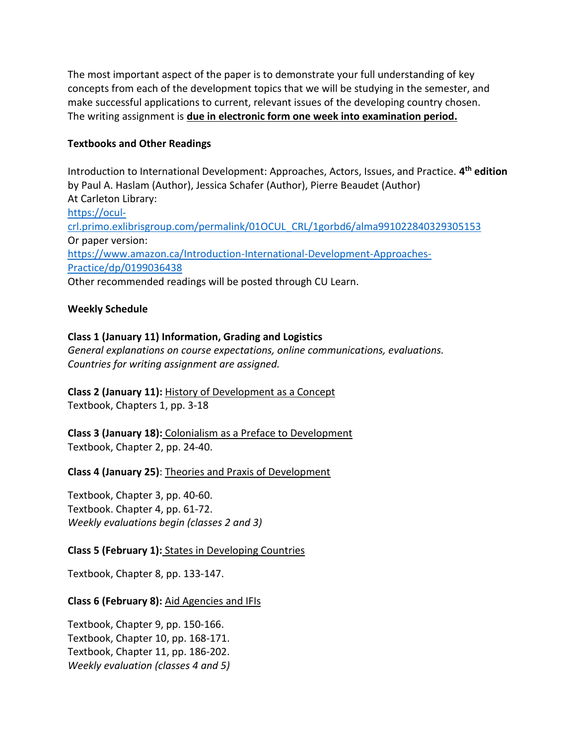The most important aspect of the paper is to demonstrate your full understanding of key concepts from each of the development topics that we will be studying in the semester, and make successful applications to current, relevant issues of the developing country chosen. The writing assignment is **<u>due in electronic form one week into examination period.</u>**

**Textbooks and Other Readings**

Introduction to International Development: Approaches, Actors, Issues, and Practice. **4th edition** by Paul A. Haslam (Author), Jessica Schafer (Author), Pierre Beaudet (Author)
At Carleton Library:
https://ocul-crl.primo.exlibrisgroup.com/permalink/01OCUL_CRL/1gorbd6/alma991022840329305153
Or paper version:
https://www.amazon.ca/Introduction-International-Development-Approaches-Practice/dp/0199036438
Other recommended readings will be posted through CU Learn.

**Weekly Schedule**

**Class 1 (January 11) Information, Grading and Logistics**
*General explanations on course expectations, online communications, evaluations.*
*Countries for writing assignment are assigned.*

**Class 2 (January 11):** <u>History of Development as a Concept</u>
Textbook, Chapters 1, pp. 3-18

**Class 3 (January 18):** <u>Colonialism as a Preface to Development</u>
Textbook, Chapter 2, pp. 24-40.

**Class 4 (January 25)**: <u>Theories and Praxis of Development</u>

Textbook, Chapter 3, pp. 40-60.
Textbook. Chapter 4, pp. 61-72.
*Weekly evaluations begin (classes 2 and 3)*

**Class 5 (February 1):** <u>States in Developing Countries</u>

Textbook, Chapter 8, pp. 133-147.

**Class 6 (February 8):** <u>Aid Agencies and IFIs</u>

Textbook, Chapter 9, pp. 150-166.
Textbook, Chapter 10, pp. 168-171.
Textbook, Chapter 11, pp. 186-202.
*Weekly evaluation (classes 4 and 5)*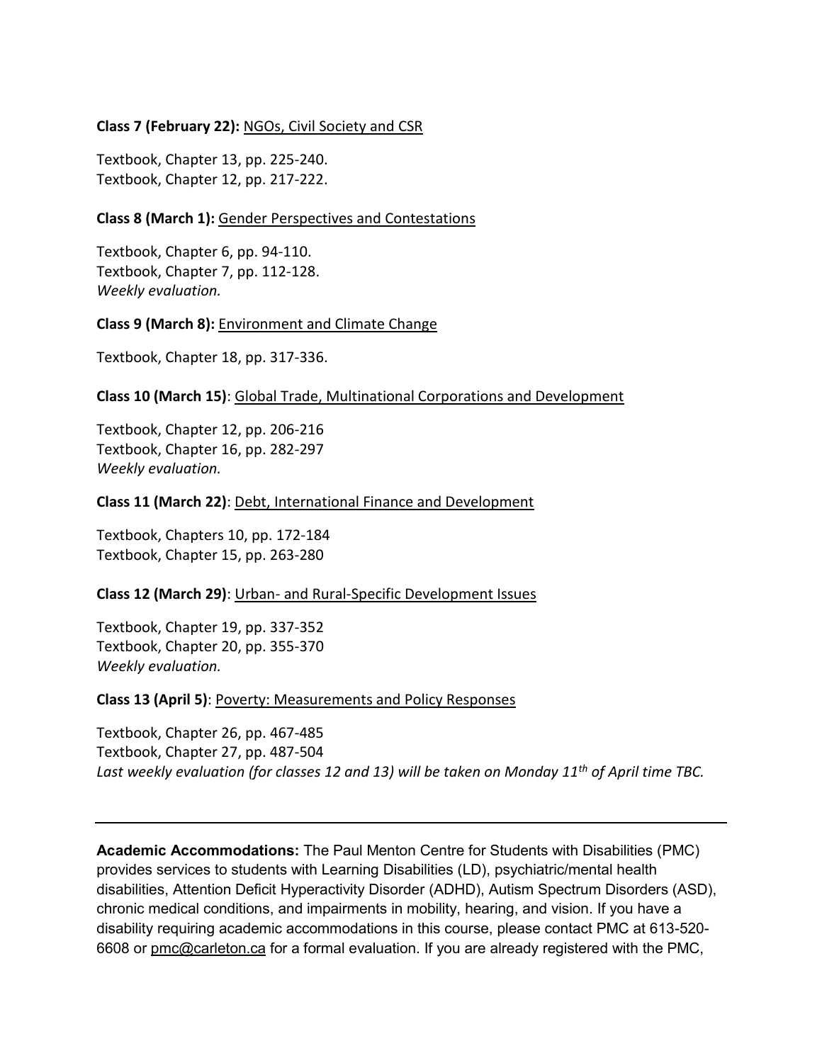**Class 7 (February 22):** NGOs, Civil Society and CSR

Textbook, Chapter 13, pp. 225-240.
Textbook, Chapter 12, pp. 217-222.

**Class 8 (March 1):** Gender Perspectives and Contestations

Textbook, Chapter 6, pp. 94-110.
Textbook, Chapter 7, pp. 112-128.
*Weekly evaluation.*

**Class 9 (March 8):** Environment and Climate Change

Textbook, Chapter 18, pp. 317-336.

**Class 10 (March 15)**: Global Trade, Multinational Corporations and Development

Textbook, Chapter 12, pp. 206-216
Textbook, Chapter 16, pp. 282-297
*Weekly evaluation.*

**Class 11 (March 22)**: Debt, International Finance and Development

Textbook, Chapters 10, pp. 172-184
Textbook, Chapter 15, pp. 263-280

**Class 12 (March 29)**: Urban- and Rural-Specific Development Issues

Textbook, Chapter 19, pp. 337-352
Textbook, Chapter 20, pp. 355-370
*Weekly evaluation.*

**Class 13 (April 5)**: Poverty: Measurements and Policy Responses

Textbook, Chapter 26, pp. 467-485
Textbook, Chapter 27, pp. 487-504
*Last weekly evaluation (for classes 12 and 13) will be taken on Monday 11th of April time TBC.*

---

**Academic Accommodations:** The Paul Menton Centre for Students with Disabilities (PMC) provides services to students with Learning Disabilities (LD), psychiatric/mental health disabilities, Attention Deficit Hyperactivity Disorder (ADHD), Autism Spectrum Disorders (ASD), chronic medical conditions, and impairments in mobility, hearing, and vision. If you have a disability requiring academic accommodations in this course, please contact PMC at 613-520-6608 or pmc@carleton.ca for a formal evaluation. If you are already registered with the PMC,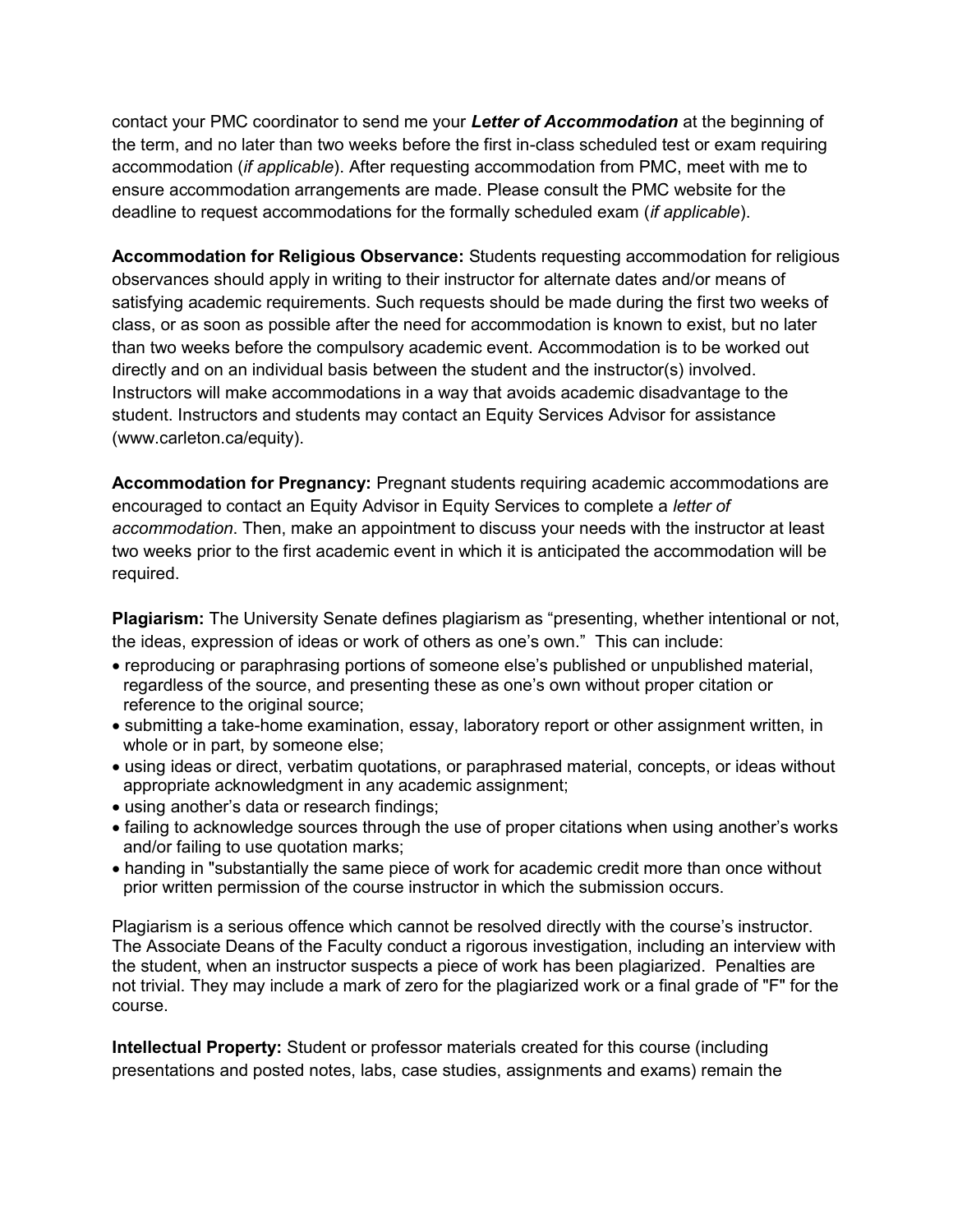contact your PMC coordinator to send me your ***Letter of Accommodation*** at the beginning of the term, and no later than two weeks before the first in-class scheduled test or exam requiring accommodation (*if applicable*). After requesting accommodation from PMC, meet with me to ensure accommodation arrangements are made. Please consult the PMC website for the deadline to request accommodations for the formally scheduled exam (*if applicable*).

**Accommodation for Religious Observance:** Students requesting accommodation for religious observances should apply in writing to their instructor for alternate dates and/or means of satisfying academic requirements. Such requests should be made during the first two weeks of class, or as soon as possible after the need for accommodation is known to exist, but no later than two weeks before the compulsory academic event. Accommodation is to be worked out directly and on an individual basis between the student and the instructor(s) involved. Instructors will make accommodations in a way that avoids academic disadvantage to the student. Instructors and students may contact an Equity Services Advisor for assistance (www.carleton.ca/equity).

**Accommodation for Pregnancy:** Pregnant students requiring academic accommodations are encouraged to contact an Equity Advisor in Equity Services to complete a *letter of accommodation*. Then, make an appointment to discuss your needs with the instructor at least two weeks prior to the first academic event in which it is anticipated the accommodation will be required.

**Plagiarism:** The University Senate defines plagiarism as "presenting, whether intentional or not, the ideas, expression of ideas or work of others as one's own." This can include:

- reproducing or paraphrasing portions of someone else's published or unpublished material, regardless of the source, and presenting these as one's own without proper citation or reference to the original source;
- submitting a take-home examination, essay, laboratory report or other assignment written, in whole or in part, by someone else;
- using ideas or direct, verbatim quotations, or paraphrased material, concepts, or ideas without appropriate acknowledgment in any academic assignment;
- using another's data or research findings;
- failing to acknowledge sources through the use of proper citations when using another's works and/or failing to use quotation marks;
- handing in "substantially the same piece of work for academic credit more than once without prior written permission of the course instructor in which the submission occurs.

Plagiarism is a serious offence which cannot be resolved directly with the course's instructor. The Associate Deans of the Faculty conduct a rigorous investigation, including an interview with the student, when an instructor suspects a piece of work has been plagiarized. Penalties are not trivial. They may include a mark of zero for the plagiarized work or a final grade of "F" for the course.

**Intellectual Property:** Student or professor materials created for this course (including presentations and posted notes, labs, case studies, assignments and exams) remain the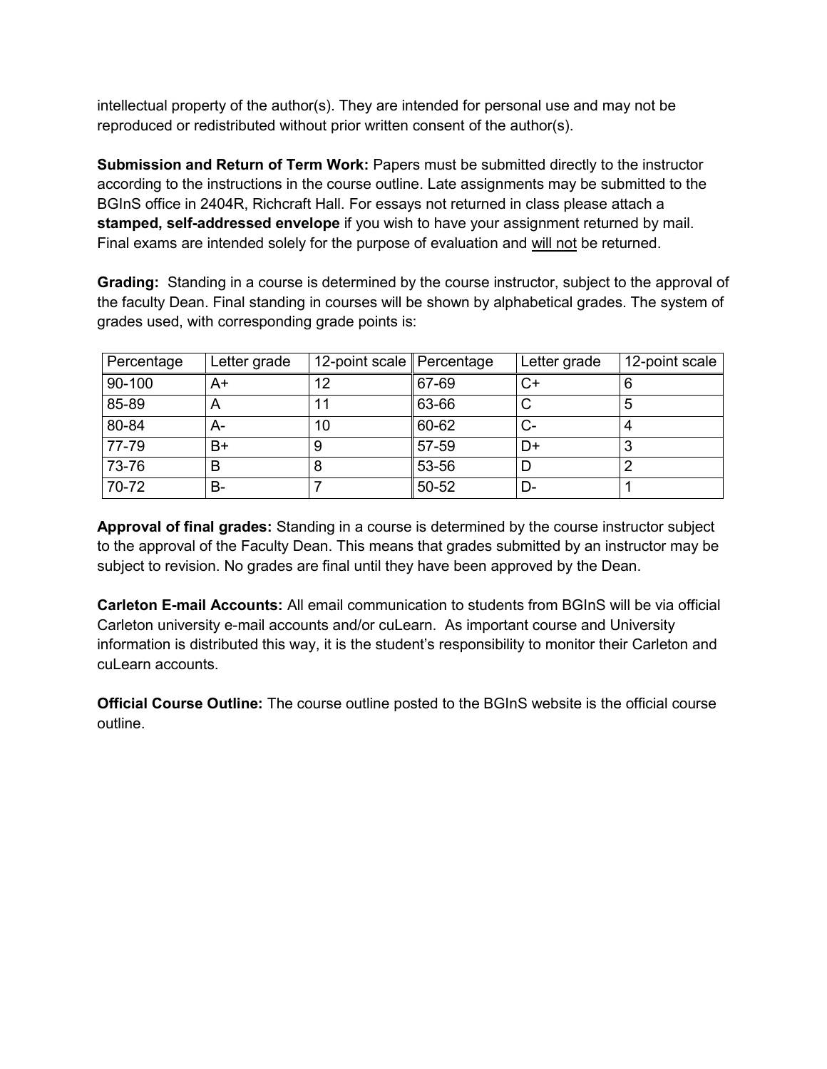intellectual property of the author(s). They are intended for personal use and may not be reproduced or redistributed without prior written consent of the author(s).

**Submission and Return of Term Work:** Papers must be submitted directly to the instructor according to the instructions in the course outline. Late assignments may be submitted to the BGInS office in 2404R, Richcraft Hall. For essays not returned in class please attach a **stamped, self-addressed envelope** if you wish to have your assignment returned by mail. Final exams are intended solely for the purpose of evaluation and <u>will not</u> be returned.

**Grading:** Standing in a course is determined by the course instructor, subject to the approval of the faculty Dean. Final standing in courses will be shown by alphabetical grades. The system of grades used, with corresponding grade points is:

| Percentage | Letter grade | 12-point scale | Percentage | Letter grade | 12-point scale |
|---|---|---|---|---|---|
| 90-100 | A+ | 12 | 67-69 | C+ | 6 |
| 85-89 | A | 11 | 63-66 | C | 5 |
| 80-84 | A- | 10 | 60-62 | C- | 4 |
| 77-79 | B+ | 9 | 57-59 | D+ | 3 |
| 73-76 | B | 8 | 53-56 | D | 2 |
| 70-72 | B- | 7 | 50-52 | D- | 1 |

**Approval of final grades:** Standing in a course is determined by the course instructor subject to the approval of the Faculty Dean. This means that grades submitted by an instructor may be subject to revision. No grades are final until they have been approved by the Dean.

**Carleton E-mail Accounts:** All email communication to students from BGInS will be via official Carleton university e-mail accounts and/or cuLearn. As important course and University information is distributed this way, it is the student's responsibility to monitor their Carleton and cuLearn accounts.

**Official Course Outline:** The course outline posted to the BGInS website is the official course outline.